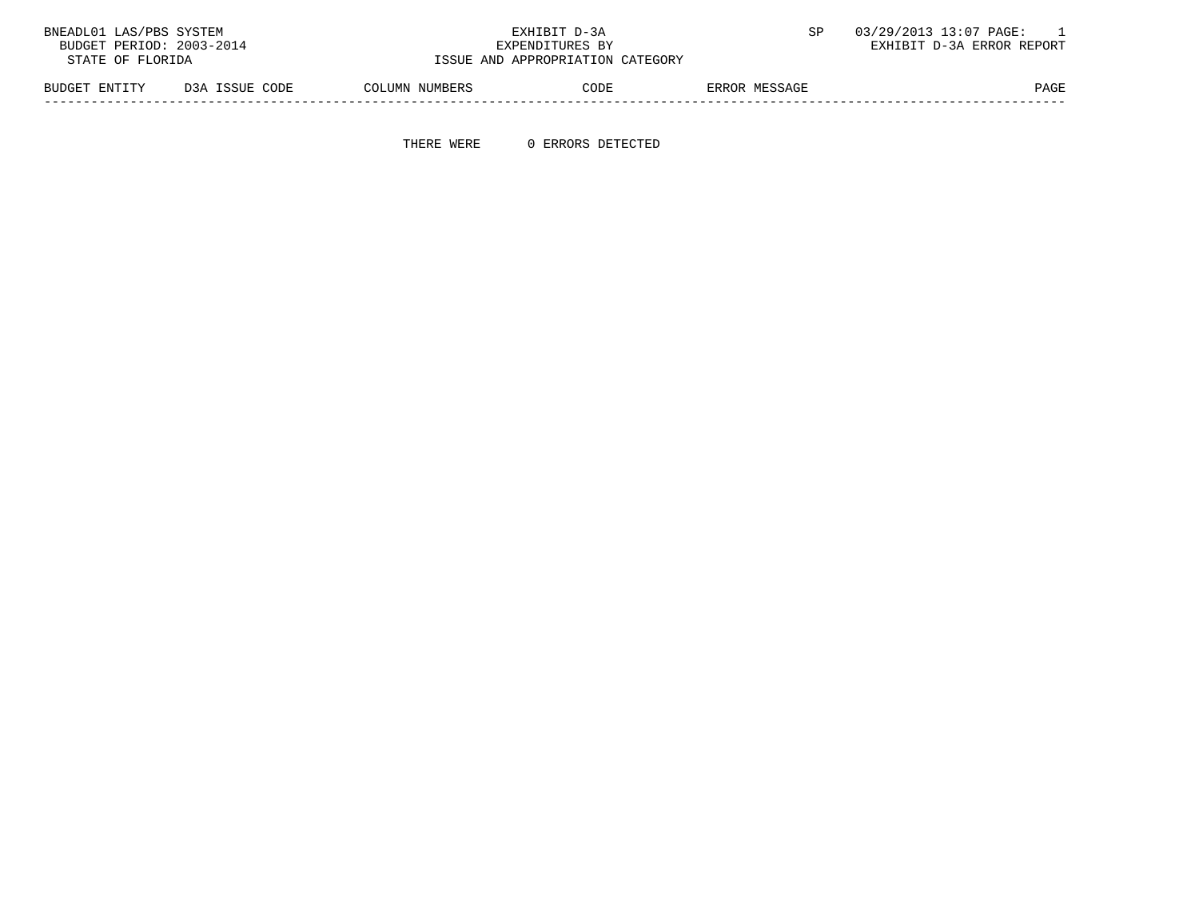BNEADL01 LAS/PBS SYSTEM
BUDGET PERIOD: 2003-2014
STATE OF FLORIDA

EXHIBIT D-3A
EXPENDITURES BY
ISSUE AND APPROPRIATION CATEGORY

SP 03/29/2013 13:07 PAGE: 1
EXHIBIT D-3A ERROR REPORT

| BUDGET ENTITY | D3A ISSUE CODE | COLUMN NUMBERS | CODE | ERROR MESSAGE | PAGE |
|---|---|---|---|---|---|

THERE WERE 0 ERRORS DETECTED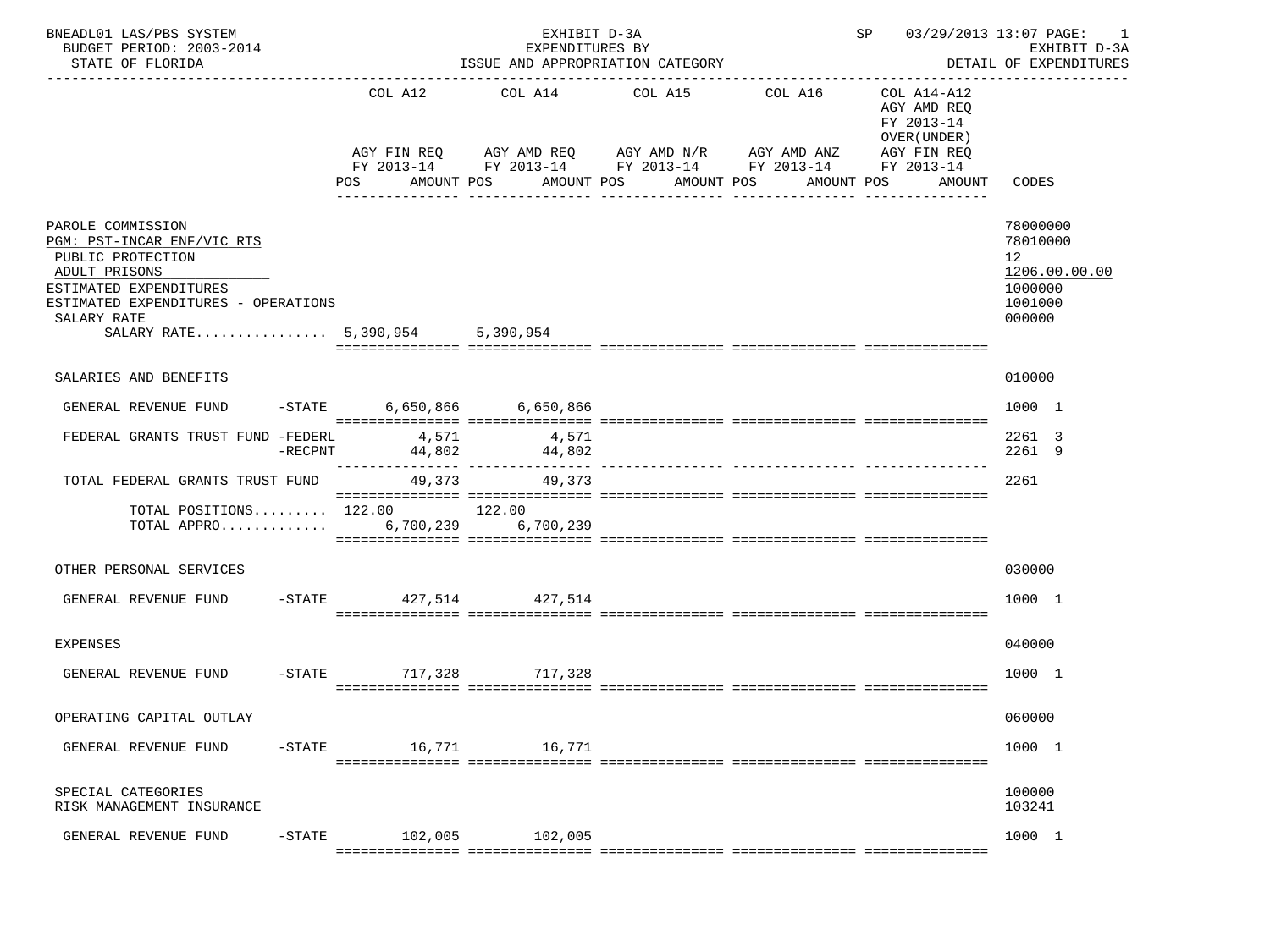BNEADL01 LAS/PBS SYSTEM — BUDGET PERIOD: 2003-2014 — STATE OF FLORIDA

EXHIBIT D-3A — EXPENDITURES BY ISSUE AND APPROPRIATION CATEGORY

SP 03/29/2013 13:07 — EXHIBIT D-3A — DETAIL OF EXPENDITURES

| | COL A12 AGY FIN REQ FY 2013-14 POS AMOUNT | COL A14 AGY AMD REQ FY 2013-14 POS AMOUNT | COL A15 AGY AMD N/R FY 2013-14 POS AMOUNT | COL A16 AGY AMD ANZ FY 2013-14 POS AMOUNT | COL A14-A12 AGY AMD REQ FY 2013-14 OVER(UNDER) AGY FIN REQ FY 2013-14 POS AMOUNT | CODES |
|---|---|---|---|---|---|---|
| PAROLE COMMISSION | | | | | | 78000000 |
| PGM: PST-INCAR ENF/VIC RTS | | | | | | 78010000 |
| PUBLIC PROTECTION | | | | | | 12 |
| ADULT PRISONS | | | | | | 1206.00.00.00 |
| ESTIMATED EXPENDITURES | | | | | | 1000000 |
| ESTIMATED EXPENDITURES - OPERATIONS | | | | | | 1001000 |
| SALARY RATE | | | | | | 000000 |
| SALARY RATE................ | 5,390,954 | 5,390,954 | | | | |
| SALARIES AND BENEFITS | | | | | | 010000 |
| GENERAL REVENUE FUND -STATE | 6,650,866 | 6,650,866 | | | | 1000 1 |
| FEDERAL GRANTS TRUST FUND -FEDERL | 4,571 | 4,571 | | | | 2261 3 |
| -RECPNT | 44,802 | 44,802 | | | | 2261 9 |
| TOTAL FEDERAL GRANTS TRUST FUND | 49,373 | 49,373 | | | | 2261 |
| TOTAL POSITIONS......... | 122.00 | 122.00 | | | | |
| TOTAL APPRO............. | 6,700,239 | 6,700,239 | | | | |
| OTHER PERSONAL SERVICES | | | | | | 030000 |
| GENERAL REVENUE FUND -STATE | 427,514 | 427,514 | | | | 1000 1 |
| EXPENSES | | | | | | 040000 |
| GENERAL REVENUE FUND -STATE | 717,328 | 717,328 | | | | 1000 1 |
| OPERATING CAPITAL OUTLAY | | | | | | 060000 |
| GENERAL REVENUE FUND -STATE | 16,771 | 16,771 | | | | 1000 1 |
| SPECIAL CATEGORIES | | | | | | 100000 |
| RISK MANAGEMENT INSURANCE | | | | | | 103241 |
| GENERAL REVENUE FUND -STATE | 102,005 | 102,005 | | | | 1000 1 |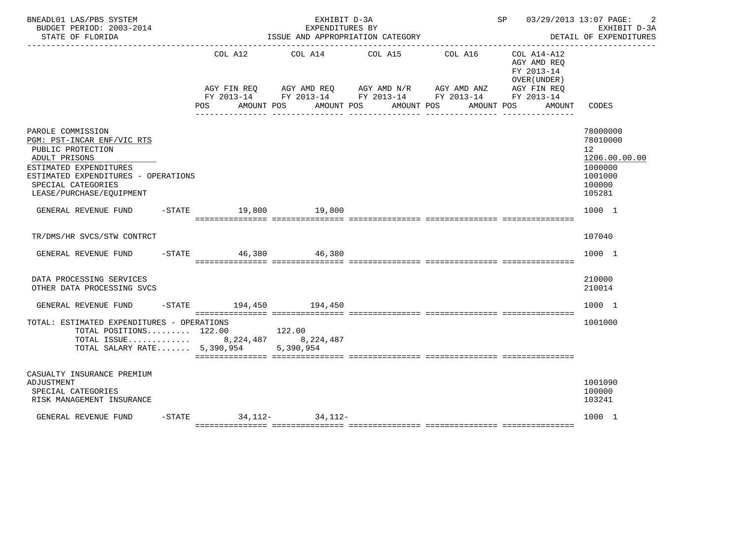BNEADL01 LAS/PBS SYSTEM — EXHIBIT D-3A — EXPENDITURES BY ISSUE AND APPROPRIATION CATEGORY — SP 03/29/2013 13:07 PAGE: 2

BUDGET PERIOD: 2003-2014 — EXHIBIT D-3A

STATE OF FLORIDA — DETAIL OF EXPENDITURES

| | COL A12 AGY FIN REQ FY 2013-14 POS AMOUNT | COL A14 AGY AMD REQ FY 2013-14 POS AMOUNT | COL A15 AGY AMD N/R FY 2013-14 POS AMOUNT | COL A16 AGY AMD ANZ FY 2013-14 POS AMOUNT | COL A14-A12 AGY AMD REQ FY 2013-14 OVER(UNDER) AGY FIN REQ FY 2013-14 POS AMOUNT | CODES |
|---|---|---|---|---|---|---|
| PAROLE COMMISSION | | | | | | 78000000 |
| PGM: PST-INCAR ENF/VIC RTS | | | | | | 78010000 |
| PUBLIC PROTECTION | | | | | | 12 |
| ADULT PRISONS | | | | | | 1206.00.00.00 |
| ESTIMATED EXPENDITURES | | | | | | 1000000 |
| ESTIMATED EXPENDITURES - OPERATIONS | | | | | | 1001000 |
| SPECIAL CATEGORIES | | | | | | 100000 |
| LEASE/PURCHASE/EQUIPMENT | | | | | | 105281 |
| GENERAL REVENUE FUND -STATE | 19,800 | 19,800 | | | | 1000 1 |
| TR/DMS/HR SVCS/STW CONTRCT | | | | | | 107040 |
| GENERAL REVENUE FUND -STATE | 46,380 | 46,380 | | | | 1000 1 |
| DATA PROCESSING SERVICES | | | | | | 210000 |
| OTHER DATA PROCESSING SVCS | | | | | | 210014 |
| GENERAL REVENUE FUND -STATE | 194,450 | 194,450 | | | | 1000 1 |
| TOTAL: ESTIMATED EXPENDITURES - OPERATIONS | | | | | | 1001000 |
| TOTAL POSITIONS......... | 122.00 | 122.00 | | | | |
| TOTAL ISSUE............. | 8,224,487 | 8,224,487 | | | | |
| TOTAL SALARY RATE....... | 5,390,954 | 5,390,954 | | | | |
| CASUALTY INSURANCE PREMIUM ADJUSTMENT | | | | | | 1001090 |
| SPECIAL CATEGORIES | | | | | | 100000 |
| RISK MANAGEMENT INSURANCE | | | | | | 103241 |
| GENERAL REVENUE FUND -STATE | 34,112- | 34,112- | | | | 1000 1 |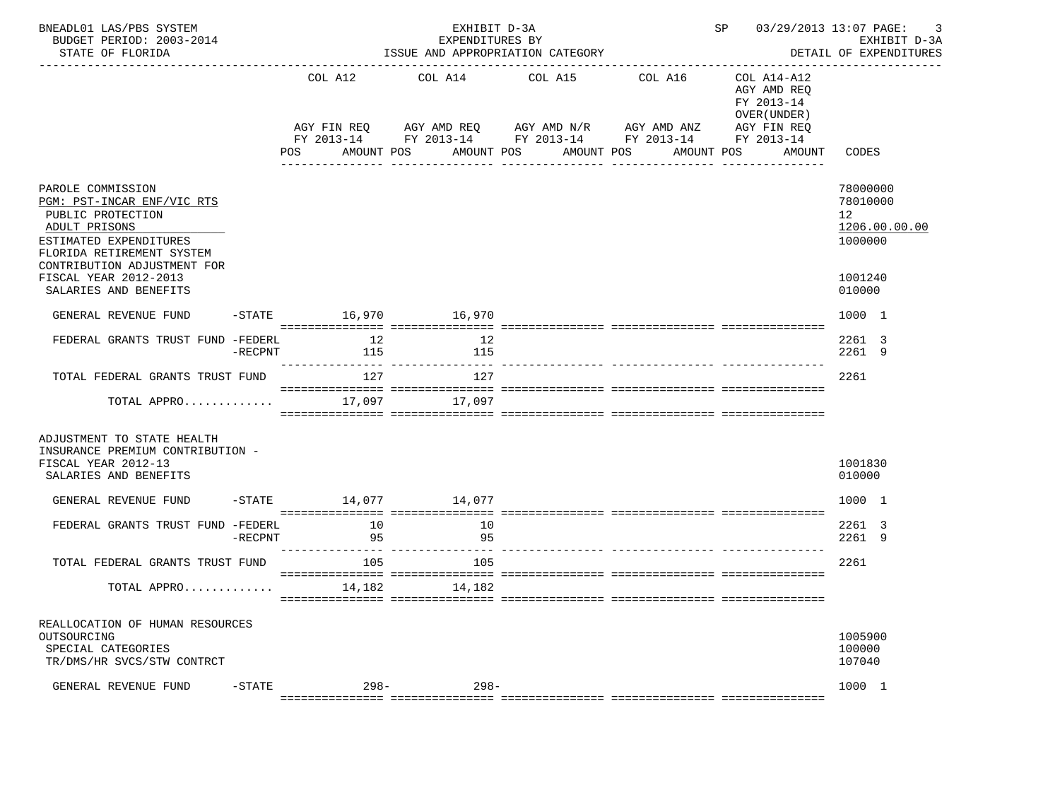BNEADL01 LAS/PBS SYSTEM — EXHIBIT D-3A — SP 03/29/2013 13:07 PAGE: 3
BUDGET PERIOD: 2003-2014 — EXPENDITURES BY — EXHIBIT D-3A
STATE OF FLORIDA — ISSUE AND APPROPRIATION CATEGORY — DETAIL OF EXPENDITURES

| | COL A12 AGY FIN REQ FY 2013-14 POS AMOUNT | COL A14 AGY AMD REQ FY 2013-14 POS AMOUNT | COL A15 AGY AMD N/R FY 2013-14 POS AMOUNT | COL A16 AGY AMD ANZ FY 2013-14 POS AMOUNT | COL A14-A12 AGY AMD REQ FY 2013-14 OVER(UNDER) AGY FIN REQ FY 2013-14 POS AMOUNT | CODES |
|---|---|---|---|---|---|---|
| PAROLE COMMISSION | | | | | | 78000000 |
| PGM: PST-INCAR ENF/VIC RTS | | | | | | 78010000 |
| PUBLIC PROTECTION | | | | | | 12 |
| ADULT PRISONS | | | | | | 1206.00.00.00 |
| ESTIMATED EXPENDITURES | | | | | | 1000000 |
| FLORIDA RETIREMENT SYSTEM CONTRIBUTION ADJUSTMENT FOR FISCAL YEAR 2012-2013 | | | | | | 1001240 |
| SALARIES AND BENEFITS | | | | | | 010000 |
| GENERAL REVENUE FUND -STATE | 16,970 | 16,970 | | | | 1000 1 |
| FEDERAL GRANTS TRUST FUND -FEDERL | 12 | 12 | | | | 2261 3 |
| -RECPNT | 115 | 115 | | | | 2261 9 |
| TOTAL FEDERAL GRANTS TRUST FUND | 127 | 127 | | | | 2261 |
| TOTAL APPRO............. | 17,097 | 17,097 | | | | |
| ADJUSTMENT TO STATE HEALTH INSURANCE PREMIUM CONTRIBUTION - FISCAL YEAR 2012-13 | | | | | | 1001830 |
| SALARIES AND BENEFITS | | | | | | 010000 |
| GENERAL REVENUE FUND -STATE | 14,077 | 14,077 | | | | 1000 1 |
| FEDERAL GRANTS TRUST FUND -FEDERL | 10 | 10 | | | | 2261 3 |
| -RECPNT | 95 | 95 | | | | 2261 9 |
| TOTAL FEDERAL GRANTS TRUST FUND | 105 | 105 | | | | 2261 |
| TOTAL APPRO............. | 14,182 | 14,182 | | | | |
| REALLOCATION OF HUMAN RESOURCES OUTSOURCING | | | | | | 1005900 |
| SPECIAL CATEGORIES | | | | | | 100000 |
| TR/DMS/HR SVCS/STW CONTRCT | | | | | | 107040 |
| GENERAL REVENUE FUND -STATE | 298- | 298- | | | | 1000 1 |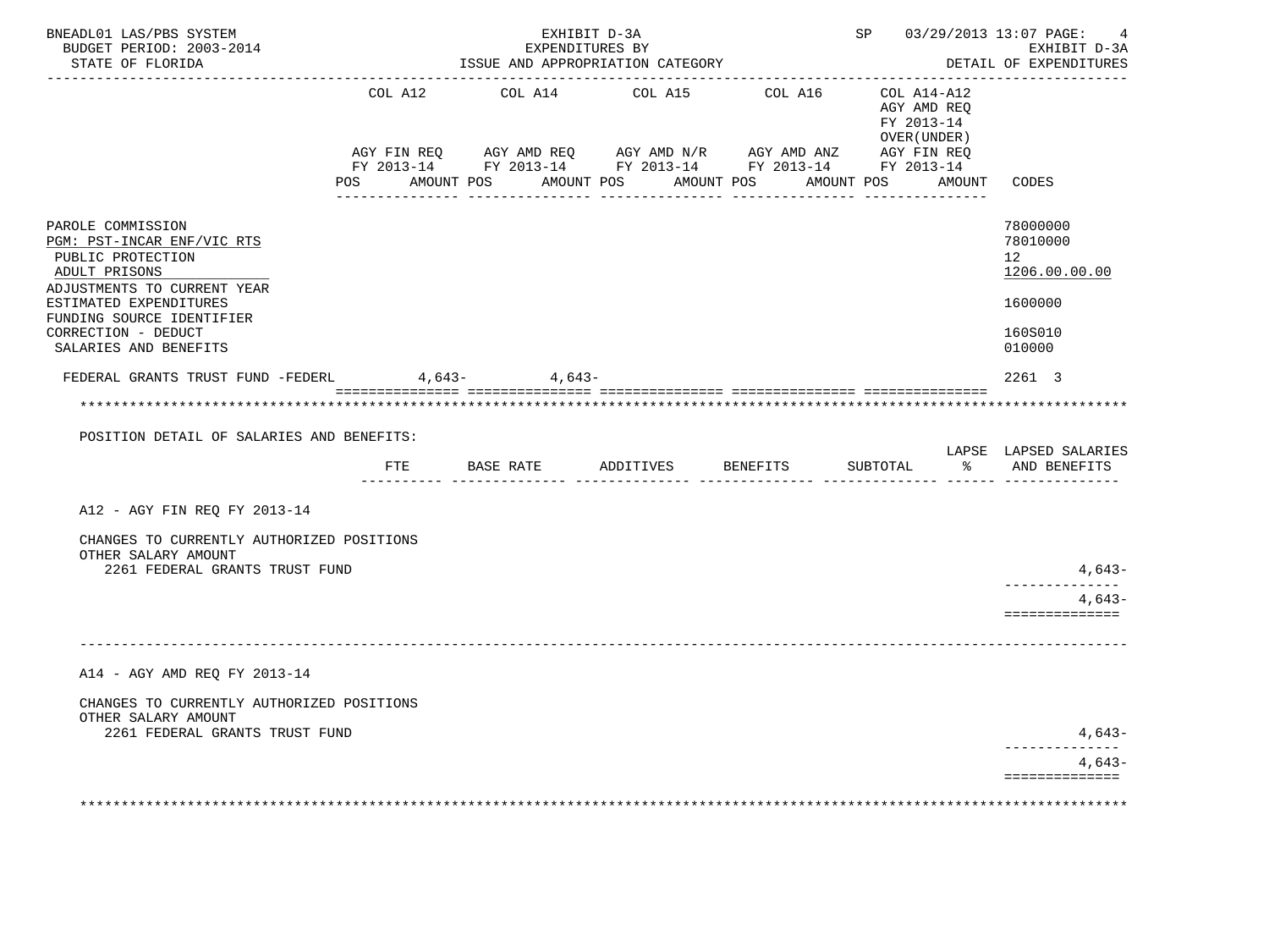BNEADL01 LAS/PBS SYSTEM — EXHIBIT D-3A — EXPENDITURES BY ISSUE AND APPROPRIATION CATEGORY — SP 03/29/2013 13:07 PAGE: 4
BUDGET PERIOD: 2003-2014 — EXHIBIT D-3A
STATE OF FLORIDA — DETAIL OF EXPENDITURES

| | COL A12 AGY FIN REQ FY 2013-14 POS AMOUNT | COL A14 AGY AMD REQ FY 2013-14 POS AMOUNT | COL A15 AGY AMD N/R FY 2013-14 POS AMOUNT | COL A16 AGY AMD ANZ FY 2013-14 POS AMOUNT | COL A14-A12 AGY AMD REQ FY 2013-14 OVER(UNDER) AGY FIN REQ FY 2013-14 POS AMOUNT | CODES |
|---|---|---|---|---|---|---|
| PAROLE COMMISSION | | | | | | 78000000 |
| PGM: PST-INCAR ENF/VIC RTS | | | | | | 78010000 |
| PUBLIC PROTECTION | | | | | | 12 |
| ADULT PRISONS | | | | | | 1206.00.00.00 |
| ADJUSTMENTS TO CURRENT YEAR ESTIMATED EXPENDITURES | | | | | | 1600000 |
| FUNDING SOURCE IDENTIFIER CORRECTION - DEDUCT | | | | | | 160S010 |
| SALARIES AND BENEFITS | | | | | | 010000 |
| FEDERAL GRANTS TRUST FUND -FEDERL | 4,643- | 4,643- | | | | 2261 3 |

POSITION DETAIL OF SALARIES AND BENEFITS:

| | FTE | BASE RATE | ADDITIVES | BENEFITS | SUBTOTAL | LAPSE % | LAPSED SALARIES AND BENEFITS |
|---|---|---|---|---|---|---|---|
| A12 - AGY FIN REQ FY 2013-14 | | | | | | | |
| CHANGES TO CURRENTLY AUTHORIZED POSITIONS | | | | | | | |
| OTHER SALARY AMOUNT | | | | | | | |
| 2261 FEDERAL GRANTS TRUST FUND | | | | | | | 4,643- |
| | | | | | | | 4,643- |
| A14 - AGY AMD REQ FY 2013-14 | | | | | | | |
| CHANGES TO CURRENTLY AUTHORIZED POSITIONS | | | | | | | |
| OTHER SALARY AMOUNT | | | | | | | |
| 2261 FEDERAL GRANTS TRUST FUND | | | | | | | 4,643- |
| | | | | | | | 4,643- |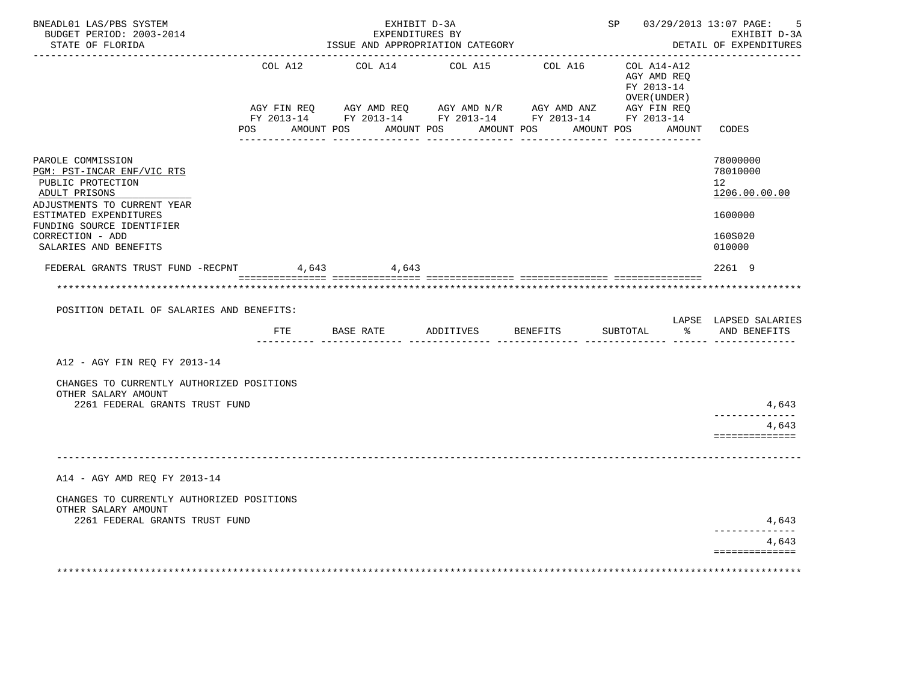BNEADL01 LAS/PBS SYSTEM | EXHIBIT D-3A | SP 03/29/2013 13:07
BUDGET PERIOD: 2003-2014 | EXPENDITURES BY | EXHIBIT D-3A
STATE OF FLORIDA | ISSUE AND APPROPRIATION CATEGORY | DETAIL OF EXPENDITURES

| | COL A12 AGY FIN REQ FY 2013-14 POS AMOUNT | COL A14 AGY AMD REQ FY 2013-14 POS AMOUNT | COL A15 AGY AMD N/R FY 2013-14 POS AMOUNT | COL A16 AGY AMD ANZ FY 2013-14 POS AMOUNT | COL A14-A12 AGY AMD REQ FY 2013-14 OVER(UNDER) AGY FIN REQ FY 2013-14 POS AMOUNT | CODES |
|---|---|---|---|---|---|---|
| PAROLE COMMISSION | | | | | | 78000000 |
| PGM: PST-INCAR ENF/VIC RTS | | | | | | 78010000 |
| PUBLIC PROTECTION | | | | | | 12 |
| ADULT PRISONS | | | | | | 1206.00.00.00 |
| ADJUSTMENTS TO CURRENT YEAR ESTIMATED EXPENDITURES | | | | | | 1600000 |
| FUNDING SOURCE IDENTIFIER CORRECTION - ADD | | | | | | 160S020 |
| SALARIES AND BENEFITS | | | | | | 010000 |
| FEDERAL GRANTS TRUST FUND -RECPNT | 4,643 | 4,643 | | | | 2261 9 |

POSITION DETAIL OF SALARIES AND BENEFITS:

| | FTE | BASE RATE | ADDITIVES | BENEFITS | SUBTOTAL | LAPSE % | LAPSED SALARIES AND BENEFITS |
|---|---|---|---|---|---|---|---|
| **A12 - AGY FIN REQ FY 2013-14** | | | | | | | |
| CHANGES TO CURRENTLY AUTHORIZED POSITIONS | | | | | | | |
| OTHER SALARY AMOUNT | | | | | | | |
| 2261 FEDERAL GRANTS TRUST FUND | | | | | | | 4,643 |
| | | | | | | | 4,643 |
| **A14 - AGY AMD REQ FY 2013-14** | | | | | | | |
| CHANGES TO CURRENTLY AUTHORIZED POSITIONS | | | | | | | |
| OTHER SALARY AMOUNT | | | | | | | |
| 2261 FEDERAL GRANTS TRUST FUND | | | | | | | 4,643 |
| | | | | | | | 4,643 |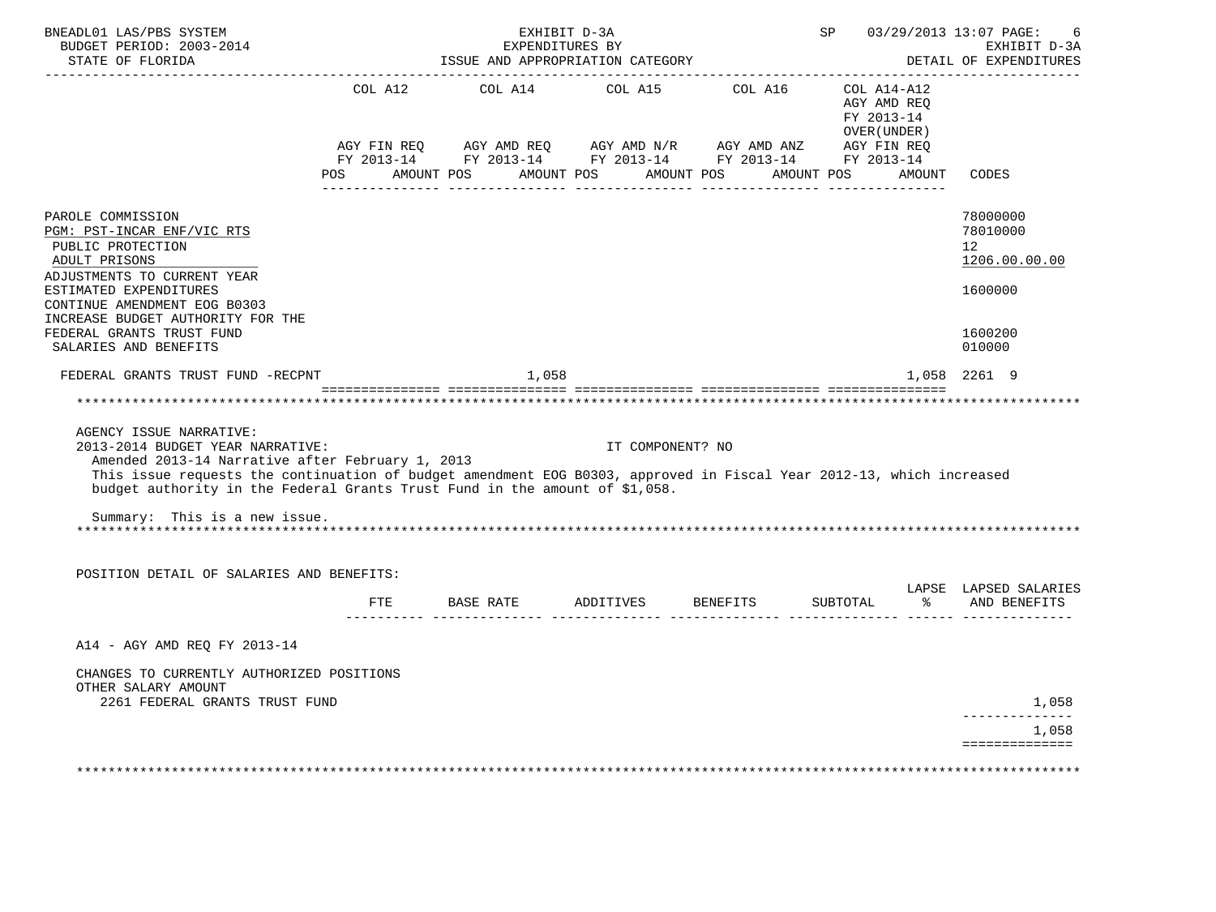BNEADL01 LAS/PBS SYSTEM
BUDGET PERIOD: 2003-2014
STATE OF FLORIDA

EXHIBIT D-3A
EXPENDITURES BY
ISSUE AND APPROPRIATION CATEGORY

SP 03/29/2013 13:07
EXHIBIT D-3A
DETAIL OF EXPENDITURES

| | COL A12 AGY FIN REQ FY 2013-14 POS AMOUNT | COL A14 AGY AMD REQ FY 2013-14 POS AMOUNT | COL A15 AGY AMD N/R FY 2013-14 POS AMOUNT | COL A16 AGY AMD ANZ FY 2013-14 POS AMOUNT | COL A14-A12 AGY AMD REQ FY 2013-14 OVER(UNDER) AGY FIN REQ FY 2013-14 POS AMOUNT | CODES |
|---|---|---|---|---|---|---|
| PAROLE COMMISSION | | | | | | 78000000 |
| PGM: PST-INCAR ENF/VIC RTS | | | | | | 78010000 |
| PUBLIC PROTECTION | | | | | | 12 |
| ADULT PRISONS | | | | | | 1206.00.00.00 |
| ADJUSTMENTS TO CURRENT YEAR ESTIMATED EXPENDITURES | | | | | | 1600000 |
| CONTINUE AMENDMENT EOG B0303 INCREASE BUDGET AUTHORITY FOR THE FEDERAL GRANTS TRUST FUND | | | | | | 1600200 |
| SALARIES AND BENEFITS | | | | | | 010000 |
| FEDERAL GRANTS TRUST FUND -RECPNT | | 1,058 | | | 1,058 | 2261 9 |

AGENCY ISSUE NARRATIVE:
2013-2014 BUDGET YEAR NARRATIVE: IT COMPONENT? NO
Amended 2013-14 Narrative after February 1, 2013
This issue requests the continuation of budget amendment EOG B0303, approved in Fiscal Year 2012-13, which increased budget authority in the Federal Grants Trust Fund in the amount of $1,058.

Summary: This is a new issue.

POSITION DETAIL OF SALARIES AND BENEFITS:

| | FTE | BASE RATE | ADDITIVES | BENEFITS | SUBTOTAL | LAPSE % | LAPSED SALARIES AND BENEFITS |
|---|---|---|---|---|---|---|---|
| A14 - AGY AMD REQ FY 2013-14 | | | | | | | |
| CHANGES TO CURRENTLY AUTHORIZED POSITIONS | | | | | | | |
| OTHER SALARY AMOUNT | | | | | | | |
| 2261 FEDERAL GRANTS TRUST FUND | | | | | | | 1,058 |
| | | | | | | | 1,058 |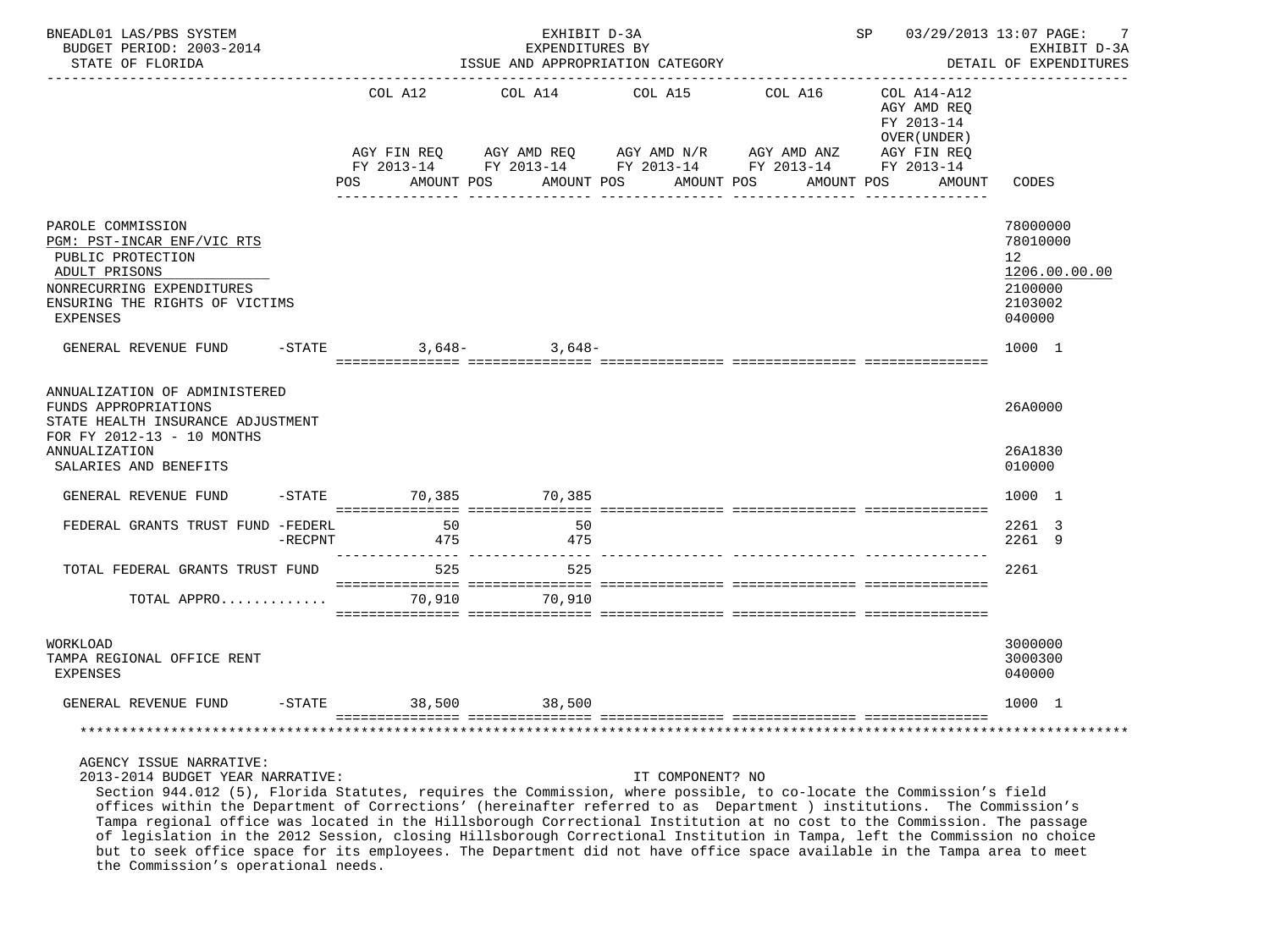| | COL A12 AGY FIN REQ FY 2013-14 POS AMOUNT | COL A14 AGY AMD REQ FY 2013-14 POS AMOUNT | COL A15 AGY AMD N/R FY 2013-14 POS AMOUNT | COL A16 AGY AMD ANZ FY 2013-14 POS AMOUNT | COL A14-A12 AGY AMD REQ FY 2013-14 OVER(UNDER) AGY FIN REQ FY 2013-14 POS AMOUNT | CODES |
|---|---|---|---|---|---|---|
| PAROLE COMMISSION | | | | | | 78000000 |
| PGM: PST-INCAR ENF/VIC RTS | | | | | | 78010000 |
| PUBLIC PROTECTION | | | | | | 12 |
| ADULT PRISONS | | | | | | 1206.00.00.00 |
| NONRECURRING EXPENDITURES | | | | | | 2100000 |
| ENSURING THE RIGHTS OF VICTIMS | | | | | | 2103002 |
| EXPENSES | | | | | | 040000 |
| GENERAL REVENUE FUND -STATE | 3,648- | 3,648- | | | | 1000 1 |
| ANNUALIZATION OF ADMINISTERED FUNDS APPROPRIATIONS | | | | | | 26A0000 |
| STATE HEALTH INSURANCE ADJUSTMENT FOR FY 2012-13 - 10 MONTHS ANNUALIZATION | | | | | | 26A1830 |
| SALARIES AND BENEFITS | | | | | | 010000 |
| GENERAL REVENUE FUND -STATE | 70,385 | 70,385 | | | | 1000 1 |
| FEDERAL GRANTS TRUST FUND -FEDERL | 50 | 50 | | | | 2261 3 |
| -RECPNT | 475 | 475 | | | | 2261 9 |
| TOTAL FEDERAL GRANTS TRUST FUND | 525 | 525 | | | | 2261 |
| TOTAL APPRO............. | 70,910 | 70,910 | | | | |
| WORKLOAD | | | | | | 3000000 |
| TAMPA REGIONAL OFFICE RENT | | | | | | 3000300 |
| EXPENSES | | | | | | 040000 |
| GENERAL REVENUE FUND -STATE | 38,500 | 38,500 | | | | 1000 1 |

AGENCY ISSUE NARRATIVE:

2013-2014 BUDGET YEAR NARRATIVE: IT COMPONENT? NO

Section 944.012 (5), Florida Statutes, requires the Commission, where possible, to co-locate the Commission's field offices within the Department of Corrections' (hereinafter referred to as Department ) institutions. The Commission's Tampa regional office was located in the Hillsborough Correctional Institution at no cost to the Commission. The passage of legislation in the 2012 Session, closing Hillsborough Correctional Institution in Tampa, left the Commission no choice but to seek office space for its employees. The Department did not have office space available in the Tampa area to meet the Commission's operational needs.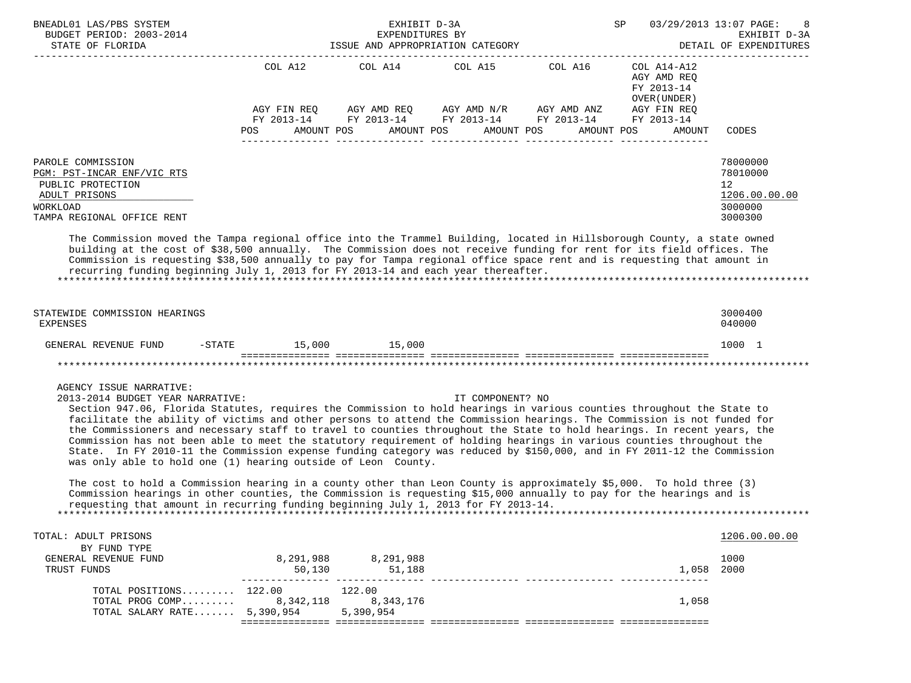EXHIBIT D-3A
EXPENDITURES BY
ISSUE AND APPROPRIATION CATEGORY

BNEADL01 LAS/PBS SYSTEM — BUDGET PERIOD: 2003-2014 — STATE OF FLORIDA — SP 03/29/2013 13:07 — EXHIBIT D-3A DETAIL OF EXPENDITURES

| | COL A12 AGY FIN REQ FY 2013-14 POS AMOUNT | COL A14 AGY AMD REQ FY 2013-14 POS AMOUNT | COL A15 AGY AMD N/R FY 2013-14 POS AMOUNT | COL A16 AGY AMD ANZ FY 2013-14 POS AMOUNT | COL A14-A12 AGY AMD REQ FY 2013-14 OVER(UNDER) AGY FIN REQ FY 2013-14 POS AMOUNT | CODES |
|---|---|---|---|---|---|---|
| PAROLE COMMISSION | | | | | | 78000000 |
| PGM: PST-INCAR ENF/VIC RTS | | | | | | 78010000 |
| PUBLIC PROTECTION | | | | | | 12 |
| ADULT PRISONS | | | | | | 1206.00.00.00 |
| WORKLOAD | | | | | | 3000000 |
| TAMPA REGIONAL OFFICE RENT | | | | | | 3000300 |

The Commission moved the Tampa regional office into the Trammel Building, located in Hillsborough County, a state owned building at the cost of $38,500 annually. The Commission does not receive funding for rent for its field offices. The Commission is requesting $38,500 annually to pay for Tampa regional office space rent and is requesting that amount in recurring funding beginning July 1, 2013 for FY 2013-14 and each year thereafter.

| | COL A12 | COL A14 | COL A15 | COL A16 | COL A14-A12 | CODES |
|---|---|---|---|---|---|---|
| STATEWIDE COMMISSION HEARINGS | | | | | | 3000400 |
| EXPENSES | | | | | | 040000 |
| GENERAL REVENUE FUND -STATE | 15,000 | 15,000 | | | | 1000 1 |

AGENCY ISSUE NARRATIVE:
2013-2014 BUDGET YEAR NARRATIVE: IT COMPONENT? NO

Section 947.06, Florida Statutes, requires the Commission to hold hearings in various counties throughout the State to facilitate the ability of victims and other persons to attend the Commission hearings. The Commission is not funded for the Commissioners and necessary staff to travel to counties throughout the State to hold hearings. In recent years, the Commission has not been able to meet the statutory requirement of holding hearings in various counties throughout the State. In FY 2010-11 the Commission expense funding category was reduced by $150,000, and in FY 2011-12 the Commission was only able to hold one (1) hearing outside of Leon County.

The cost to hold a Commission hearing in a county other than Leon County is approximately $5,000. To hold three (3) Commission hearings in other counties, the Commission is requesting $15,000 annually to pay for the hearings and is requesting that amount in recurring funding beginning July 1, 2013 for FY 2013-14.

| | COL A12 | COL A14 | COL A15 | COL A16 | COL A14-A12 | CODES |
|---|---|---|---|---|---|---|
| TOTAL: ADULT PRISONS | | | | | | 1206.00.00.00 |
| BY FUND TYPE | | | | | | |
| GENERAL REVENUE FUND | 8,291,988 | 8,291,988 | | | | 1000 |
| TRUST FUNDS | 50,130 | 51,188 | | | 1,058 | 2000 |
| TOTAL POSITIONS | 122.00 | 122.00 | | | | |
| TOTAL PROG COMP | 8,342,118 | 8,343,176 | | | 1,058 | |
| TOTAL SALARY RATE | 5,390,954 | 5,390,954 | | | | |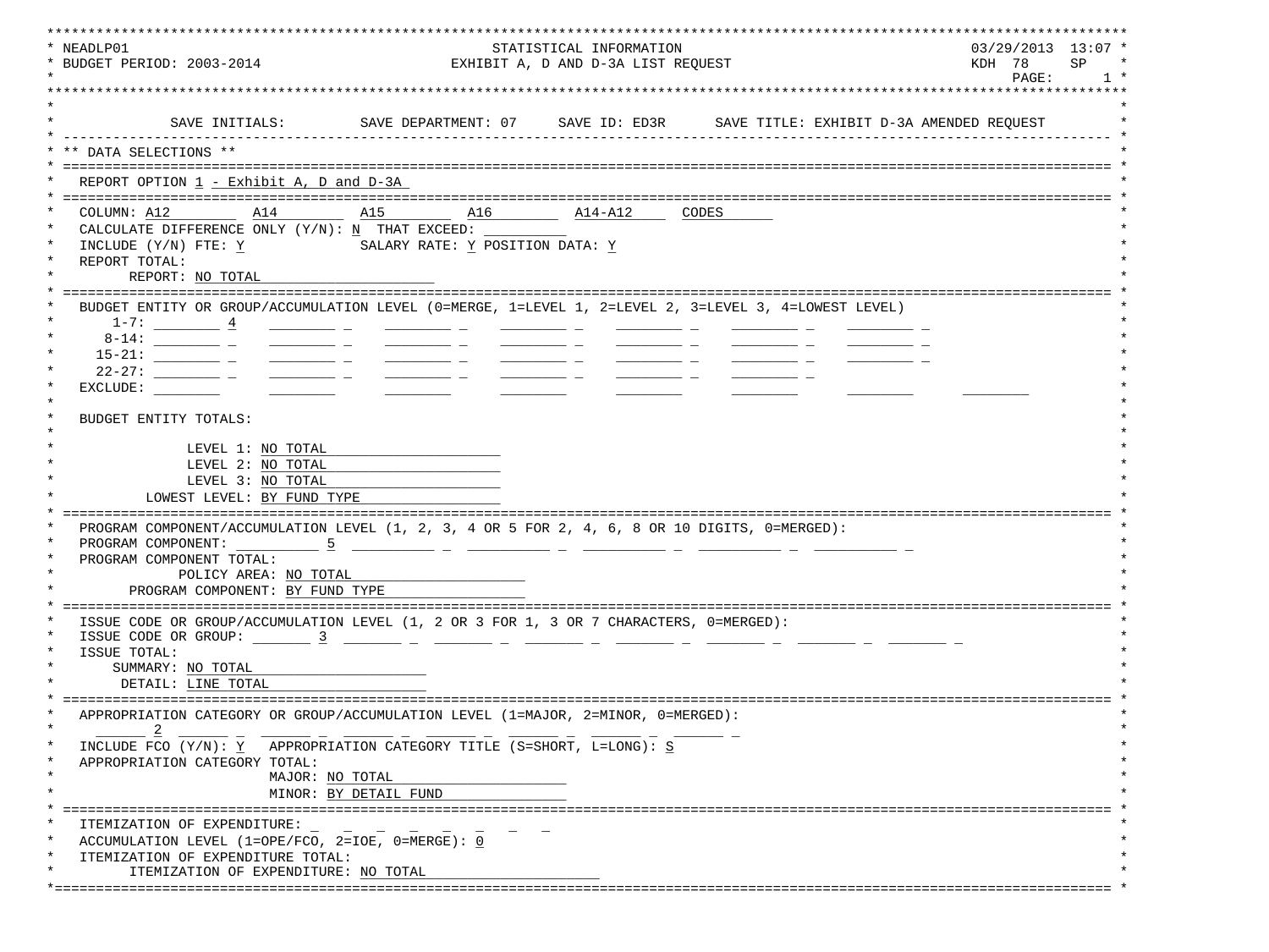```
NEADLP01                                   STATISTICAL INFORMATION                                  03/29/2013  13:07
BUDGET PERIOD: 2003-2014                 EXHIBIT A, D AND D-3A LIST REQUEST                          KDH  78     SP
                                                                                                      PAGE:       1

            SAVE INITIALS:         SAVE DEPARTMENT: 07     SAVE ID: ED3R      SAVE TITLE: EXHIBIT D-3A AMENDED REQUEST

** DATA SELECTIONS **

  REPORT OPTION 1 - Exhibit A, D and D-3A

  COLUMN: A12        A14        A15        A16        A14-A12     CODES
  CALCULATE DIFFERENCE ONLY (Y/N): N  THAT EXCEED:
  INCLUDE (Y/N) FTE: Y             SALARY RATE: Y POSITION DATA: Y
  REPORT TOTAL:
        REPORT: NO TOTAL

  BUDGET ENTITY OR GROUP/ACCUMULATION LEVEL (0=MERGE, 1=LEVEL 1, 2=LEVEL 2, 3=LEVEL 3, 4=LOWEST LEVEL)
      1-7:          4
     8-14:
    15-21:
    22-27:
  EXCLUDE:

  BUDGET ENTITY TOTALS:

              LEVEL 1: NO TOTAL
              LEVEL 2: NO TOTAL
              LEVEL 3: NO TOTAL
         LOWEST LEVEL: BY FUND TYPE

  PROGRAM COMPONENT/ACCUMULATION LEVEL (1, 2, 3, 4 OR 5 FOR 2, 4, 6, 8 OR 10 DIGITS, 0=MERGED):
  PROGRAM COMPONENT:            5
  PROGRAM COMPONENT TOTAL:
             POLICY AREA: NO TOTAL
       PROGRAM COMPONENT: BY FUND TYPE

  ISSUE CODE OR GROUP/ACCUMULATION LEVEL (1, 2 OR 3 FOR 1, 3 OR 7 CHARACTERS, 0=MERGED):
  ISSUE CODE OR GROUP:         3
  ISSUE TOTAL:
      SUMMARY: NO TOTAL
       DETAIL: LINE TOTAL

  APPROPRIATION CATEGORY OR GROUP/ACCUMULATION LEVEL (1=MAJOR, 2=MINOR, 0=MERGED):
           2
  INCLUDE FCO (Y/N): Y   APPROPRIATION CATEGORY TITLE (S=SHORT, L=LONG): S
  APPROPRIATION CATEGORY TOTAL:
                      MAJOR: NO TOTAL
                      MINOR: BY DETAIL FUND

  ITEMIZATION OF EXPENDITURE:
  ACCUMULATION LEVEL (1=OPE/FCO, 2=IOE, 0=MERGE): 0
  ITEMIZATION OF EXPENDITURE TOTAL:
        ITEMIZATION OF EXPENDITURE: NO TOTAL
```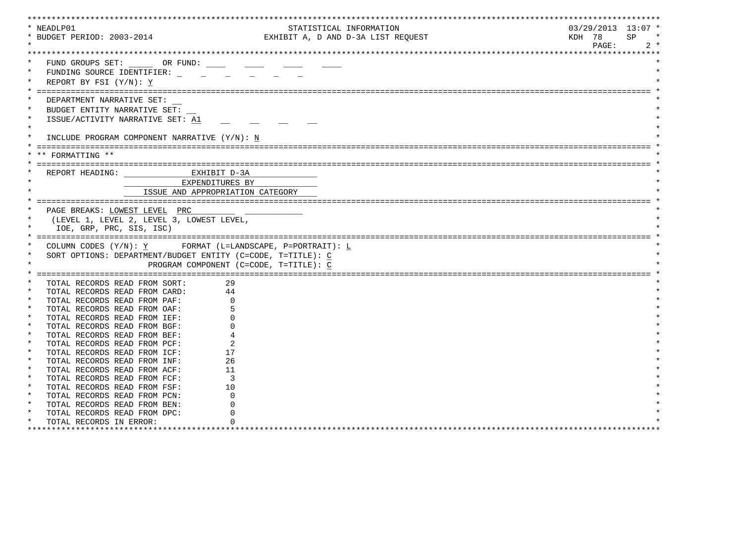```
NEADLP01                                   STATISTICAL INFORMATION                         03/29/2013  13:07
BUDGET PERIOD: 2003-2014                EXHIBIT A, D AND D-3A LIST REQUEST                 KDH 78     SP

FUND GROUPS SET: _____  OR FUND: ____  ____  ____  ____
FUNDING SOURCE IDENTIFIER: _  _  _  _  _  _
REPORT BY FSI (Y/N): Y
=====================================================================================================
DEPARTMENT NARRATIVE SET: __
BUDGET ENTITY NARRATIVE SET: __
ISSUE/ACTIVITY NARRATIVE SET: A1  __  __  __  __

INCLUDE PROGRAM COMPONENT NARRATIVE (Y/N): N
=====================================================================================================
** FORMATTING **
=====================================================================================================
REPORT HEADING:               EXHIBIT D-3A
                             EXPENDITURES BY
                     ISSUE AND APPROPRIATION CATEGORY
=====================================================================================================
PAGE BREAKS: LOWEST LEVEL  PRC
  (LEVEL 1, LEVEL 2, LEVEL 3, LOWEST LEVEL,
   IOE, GRP, PRC, SIS, ISC)
=====================================================================================================
COLUMN CODES (Y/N): Y       FORMAT (L=LANDSCAPE, P=PORTRAIT): L
SORT OPTIONS: DEPARTMENT/BUDGET ENTITY (C=CODE, T=TITLE): C
                          PROGRAM COMPONENT (C=CODE, T=TITLE): C
=====================================================================================================
TOTAL RECORDS READ FROM SORT:       29
TOTAL RECORDS READ FROM CARD:       44
TOTAL RECORDS READ FROM PAF:         0
TOTAL RECORDS READ FROM OAF:         5
TOTAL RECORDS READ FROM IEF:         0
TOTAL RECORDS READ FROM BGF:         0
TOTAL RECORDS READ FROM BEF:         4
TOTAL RECORDS READ FROM PCF:         2
TOTAL RECORDS READ FROM ICF:        17
TOTAL RECORDS READ FROM INF:        26
TOTAL RECORDS READ FROM ACF:        11
TOTAL RECORDS READ FROM FCF:         3
TOTAL RECORDS READ FROM FSF:        10
TOTAL RECORDS READ FROM PCN:         0
TOTAL RECORDS READ FROM BEN:         0
TOTAL RECORDS READ FROM DPC:         0
TOTAL RECORDS IN ERROR:              0
```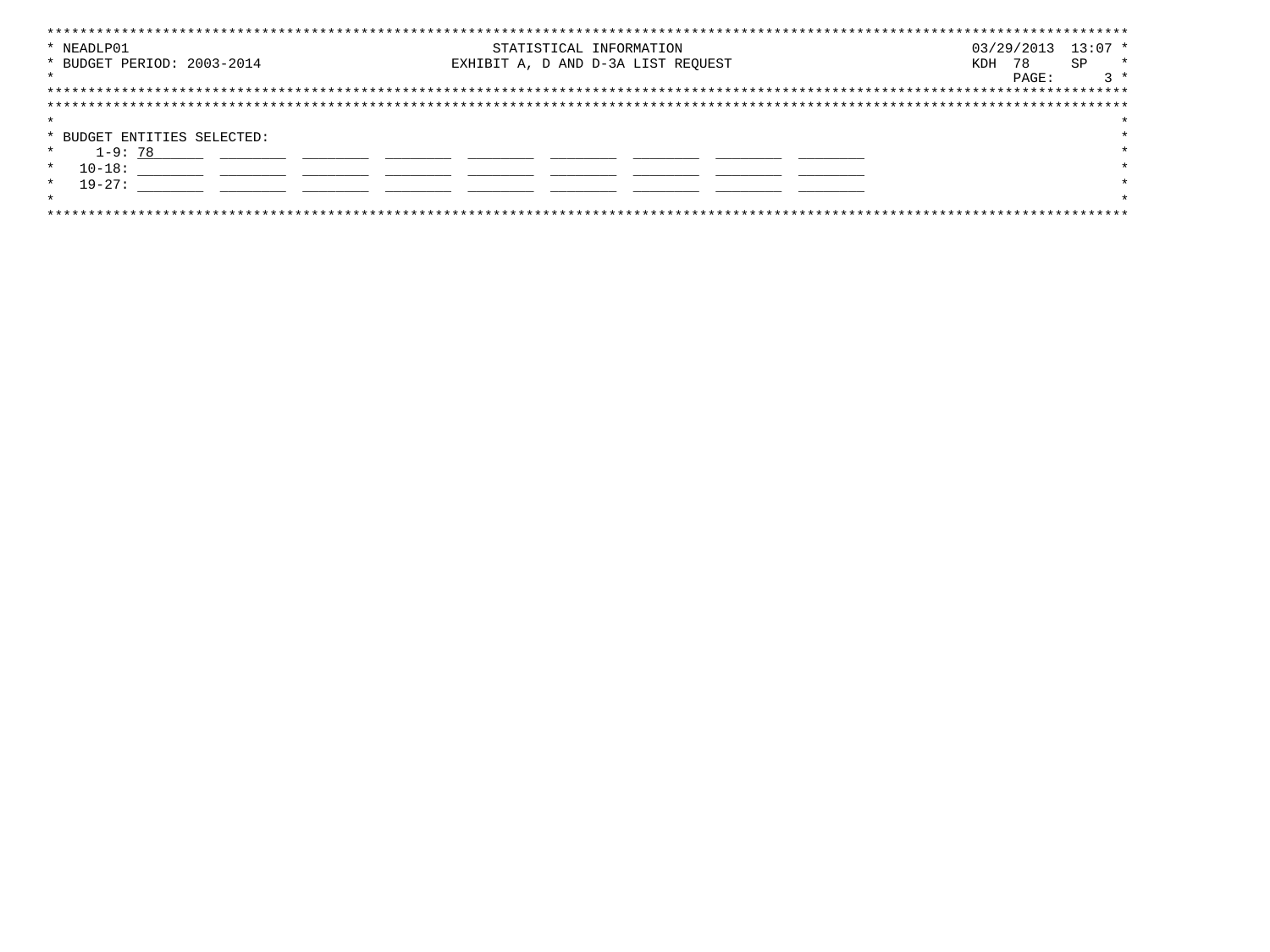```
*************************************************************************************************************************************
* NEADLP01                                          STATISTICAL INFORMATION                                         03/29/2013  13:07 *
* BUDGET PERIOD: 2003-2014                        EXHIBIT A, D AND D-3A LIST REQUEST                                KDH  78     SP    *
*                                                                                                                        PAGE:      3 *
*************************************************************************************************************************************
*************************************************************************************************************************************
*                                                                                                                                   *
* BUDGET ENTITIES SELECTED:                                                                                                         *
*     1-9: 78______  ________  ________  ________  ________  ________  ________  ________  ________                                 *
*   10-18: ________  ________  ________  ________  ________  ________  ________  ________  ________                                 *
*   19-27: ________  ________  ________  ________  ________  ________  ________  ________  ________                                 *
*                                                                                                                                   *
*************************************************************************************************************************************
```